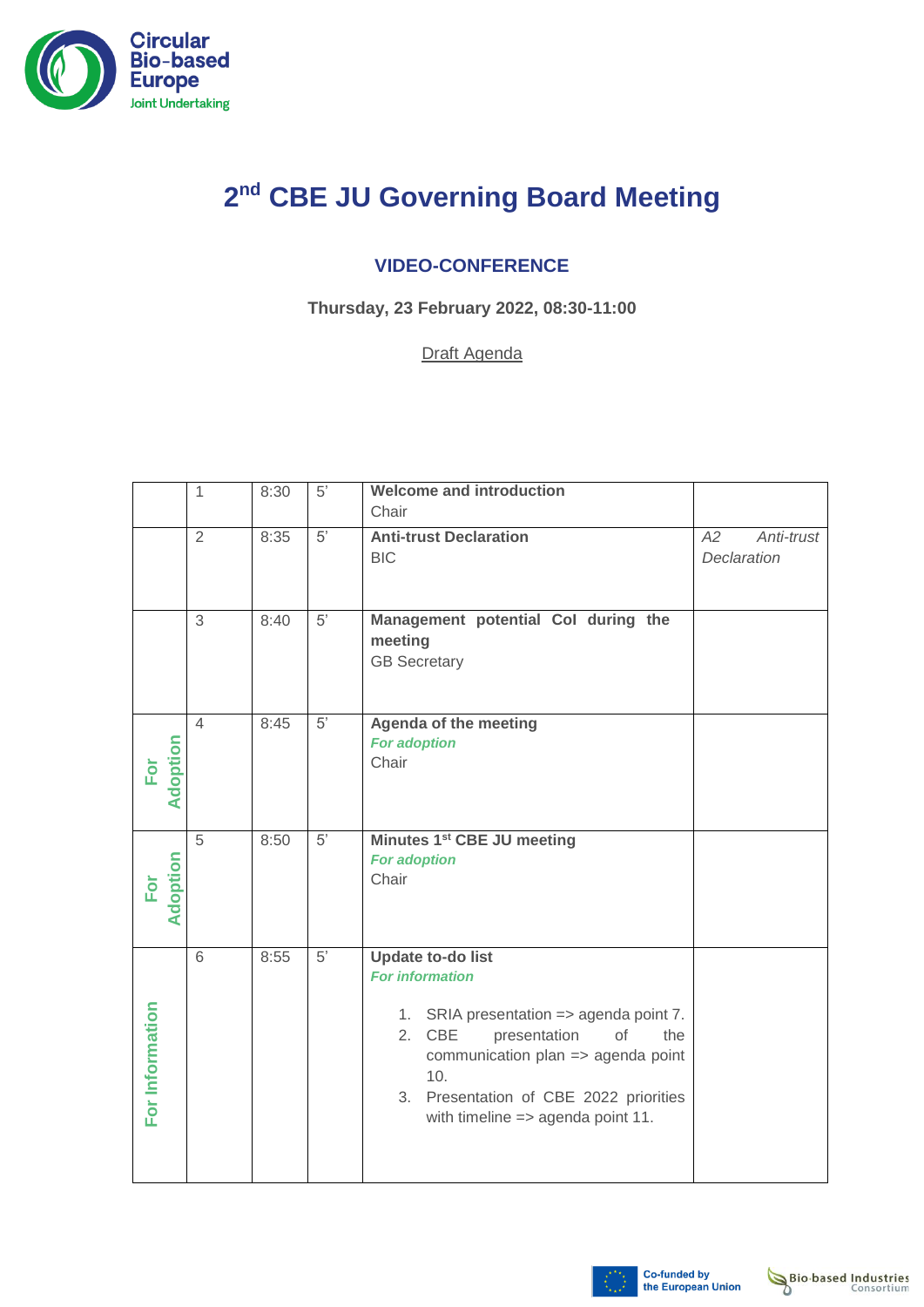# 2nd CBE JU Governing Board Meeting

## VIDEO-CONFERENCE

**Thursday, 23 February 2022, 08:30-11:00**

Draft Agenda

| | | | | | |
|---|---|---|---|---|---|
| | 1 | 8:30 | 5' | **Welcome and introduction**<br>Chair | |
| | 2 | 8:35 | 5' | **Anti-trust Declaration**<br>BIC | *A2 Anti-trust Declaration* |
| | 3 | 8:40 | 5' | **Management potential CoI during the meeting**<br>GB Secretary | |
| For Adoption | 4 | 8:45 | 5' | **Agenda of the meeting**<br>***For adoption***<br>Chair | |
| For Adoption | 5 | 8:50 | 5' | **Minutes 1st CBE JU meeting**<br>***For adoption***<br>Chair | |
| For Information | 6 | 8:55 | 5' | **Update to-do list**<br>***For information***<br>1. SRIA presentation => agenda point 7.<br>2. CBE presentation of the communication plan => agenda point 10.<br>3. Presentation of CBE 2022 priorities with timeline => agenda point 11. | |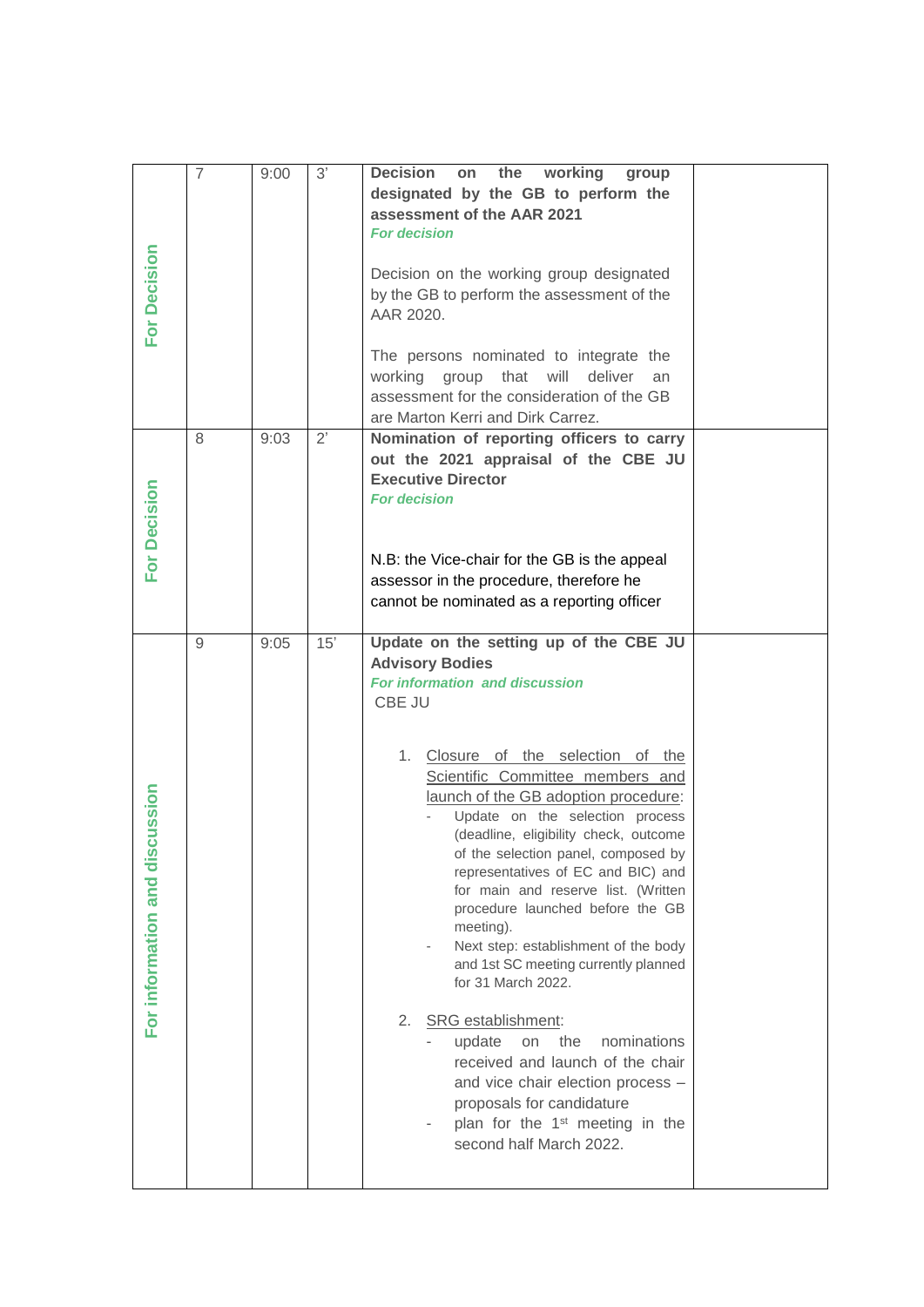| | | | | | |
|---|---|---|---|---|---|
| For Decision | 7 | 9:00 | 3' | **Decision on the working group designated by the GB to perform the assessment of the AAR 2021**<br>***For decision***<br><br>Decision on the working group designated by the GB to perform the assessment of the AAR 2020.<br><br>The persons nominated to integrate the working group that will deliver an assessment for the consideration of the GB are Marton Kerri and Dirk Carrez. | |
| For Decision | 8 | 9:03 | 2' | **Nomination of reporting officers to carry out the 2021 appraisal of the CBE JU Executive Director**<br>***For decision***<br><br>N.B: the Vice-chair for the GB is the appeal assessor in the procedure, therefore he cannot be nominated as a reporting officer | |
| For information and discussion | 9 | 9:05 | 15' | **Update on the setting up of the CBE JU Advisory Bodies**<br>***For information and discussion***<br>CBE JU<br><br>1. Closure of the selection of the Scientific Committee members and launch of the GB adoption procedure:<br>- Update on the selection process (deadline, eligibility check, outcome of the selection panel, composed by representatives of EC and BIC) and for main and reserve list. (Written procedure launched before the GB meeting).<br>- Next step: establishment of the body and 1st SC meeting currently planned for 31 March 2022.<br><br>2. SRG establishment:<br>- update on the nominations received and launch of the chair and vice chair election process – proposals for candidature<br>- plan for the 1st meeting in the second half March 2022. | |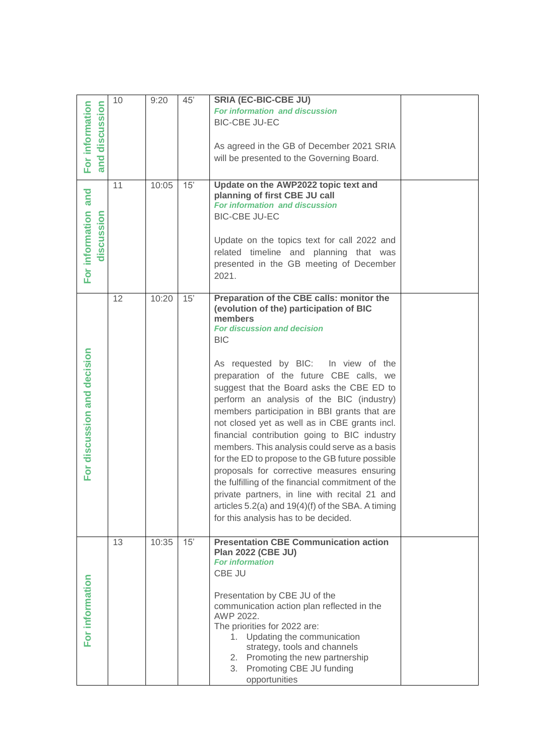| | | | | | |
|---|---|---|---|---|---|
| For information and discussion | 10 | 9:20 | 45' | **SRIA (EC-BIC-CBE JU)**<br>***For information and discussion***<br>BIC-CBE JU-EC<br><br>As agreed in the GB of December 2021 SRIA will be presented to the Governing Board. | |
| For information and discussion | 11 | 10:05 | 15' | **Update on the AWP2022 topic text and planning of first CBE JU call**<br>***For information and discussion***<br>BIC-CBE JU-EC<br><br>Update on the topics text for call 2022 and related timeline and planning that was presented in the GB meeting of December 2021. | |
| For discussion and decision | 12 | 10:20 | 15' | **Preparation of the CBE calls: monitor the (evolution of the) participation of BIC members**<br>***For discussion and decision***<br>BIC<br><br>As requested by BIC: In view of the preparation of the future CBE calls, we suggest that the Board asks the CBE ED to perform an analysis of the BIC (industry) members participation in BBI grants that are not closed yet as well as in CBE grants incl. financial contribution going to BIC industry members. This analysis could serve as a basis for the ED to propose to the GB future possible proposals for corrective measures ensuring the fulfilling of the financial commitment of the private partners, in line with recital 21 and articles 5.2(a) and 19(4)(f) of the SBA. A timing for this analysis has to be decided. | |
| For information | 13 | 10:35 | 15' | **Presentation CBE Communication action Plan 2022 (CBE JU)**<br>***For information***<br>CBE JU<br><br>Presentation by CBE JU of the communication action plan reflected in the AWP 2022.<br>The priorities for 2022 are:<br>1. Updating the communication strategy, tools and channels<br>2. Promoting the new partnership<br>3. Promoting CBE JU funding opportunities | |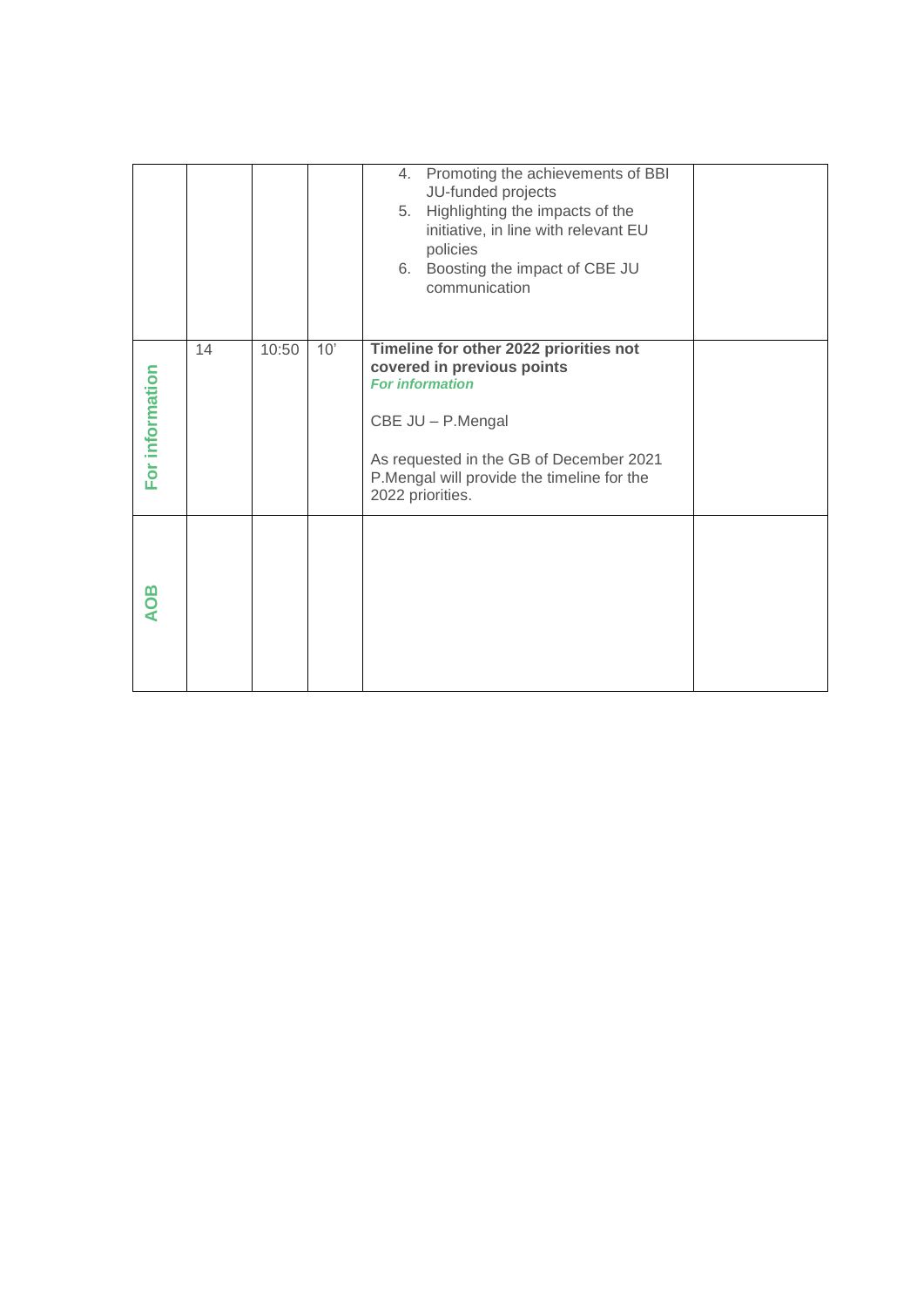| | | | | | |
|---|---|---|---|---|---|
| | | | | 4. Promoting the achievements of BBI JU-funded projects<br>5. Highlighting the impacts of the initiative, in line with relevant EU policies<br>6. Boosting the impact of CBE JU communication | |
| For information | 14 | 10:50 | 10' | **Timeline for other 2022 priorities not covered in previous points**<br>***For information***<br><br>CBE JU – P.Mengal<br><br>As requested in the GB of December 2021 P.Mengal will provide the timeline for the 2022 priorities. | |
| AOB | | | | | |